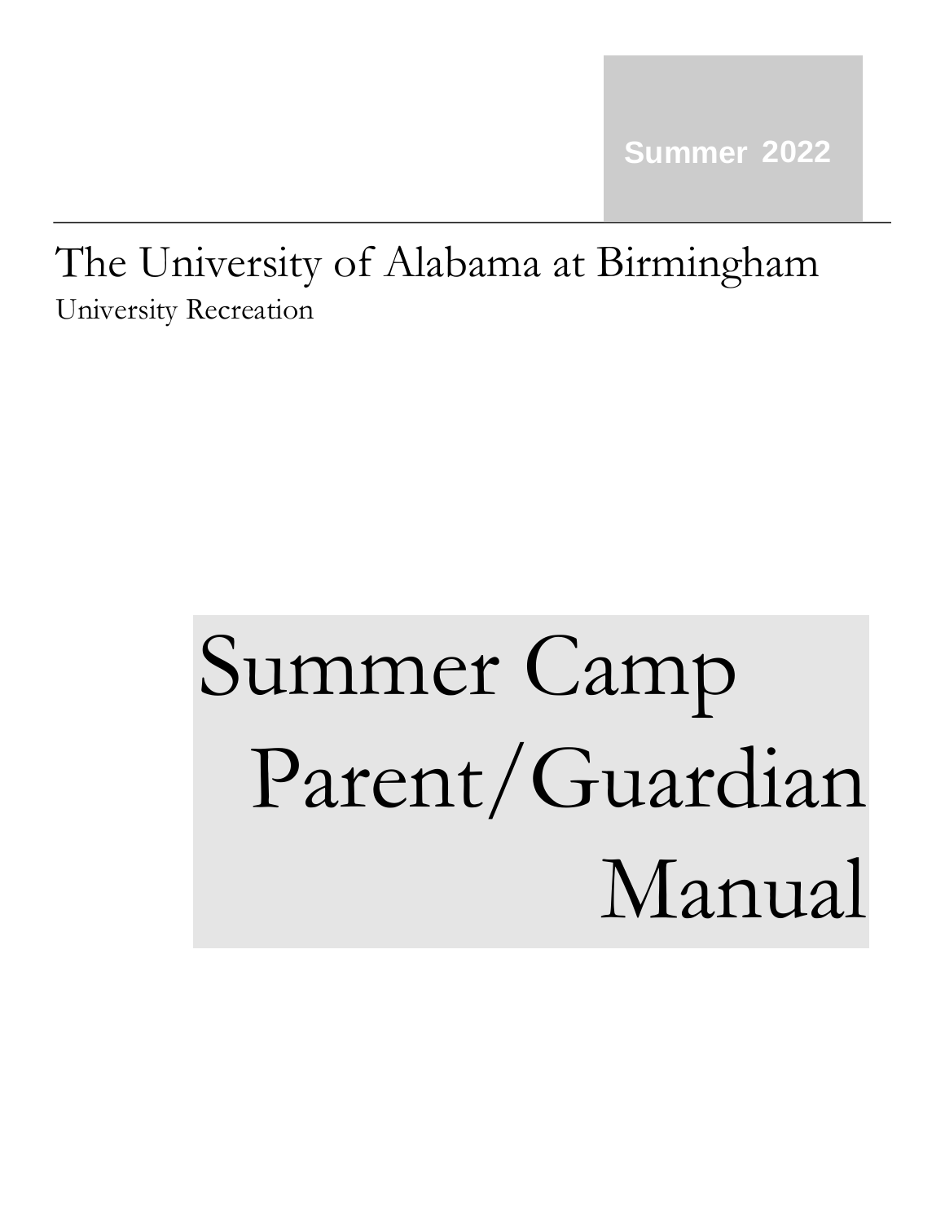Summer 2022

The University of Alabama at Birmingham

University Recreation

# Summer Camp Parent/Guardian Manual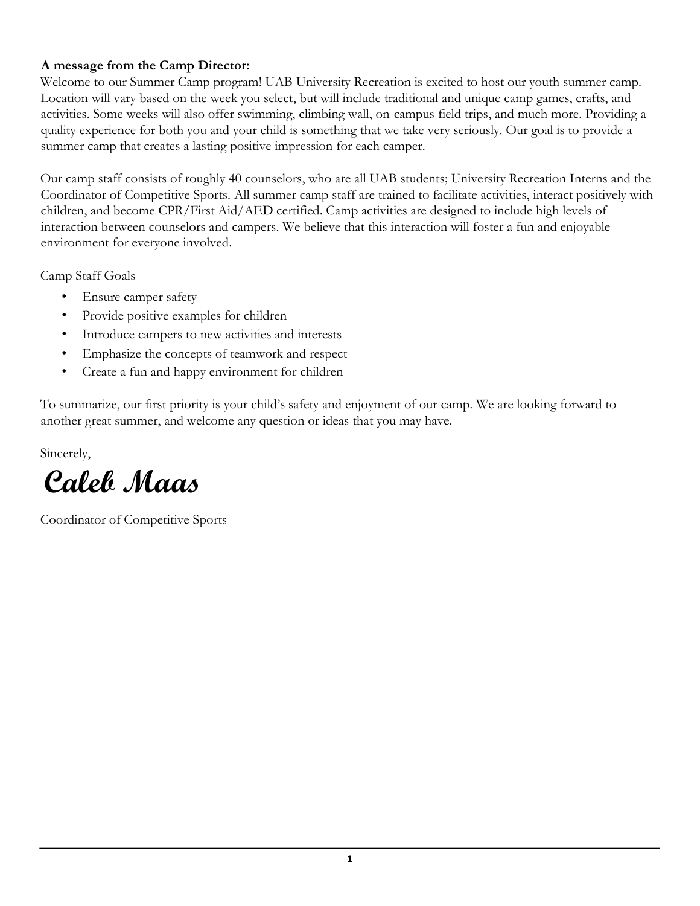**A message from the Camp Director:**

Welcome to our Summer Camp program! UAB University Recreation is excited to host our youth summer camp. Location will vary based on the week you select, but will include traditional and unique camp games, crafts, and activities. Some weeks will also offer swimming, climbing wall, on-campus field trips, and much more. Providing a quality experience for both you and your child is something that we take very seriously. Our goal is to provide a summer camp that creates a lasting positive impression for each camper.

Our camp staff consists of roughly 40 counselors, who are all UAB students; University Recreation Interns and the Coordinator of Competitive Sports. All summer camp staff are trained to facilitate activities, interact positively with children, and become CPR/First Aid/AED certified. Camp activities are designed to include high levels of interaction between counselors and campers. We believe that this interaction will foster a fun and enjoyable environment for everyone involved.

Camp Staff Goals

- Ensure camper safety
- Provide positive examples for children
- Introduce campers to new activities and interests
- Emphasize the concepts of teamwork and respect
- Create a fun and happy environment for children

To summarize, our first priority is your child's safety and enjoyment of our camp. We are looking forward to another great summer, and welcome any question or ideas that you may have.

Sincerely,

***Caleb Maas***

Coordinator of Competitive Sports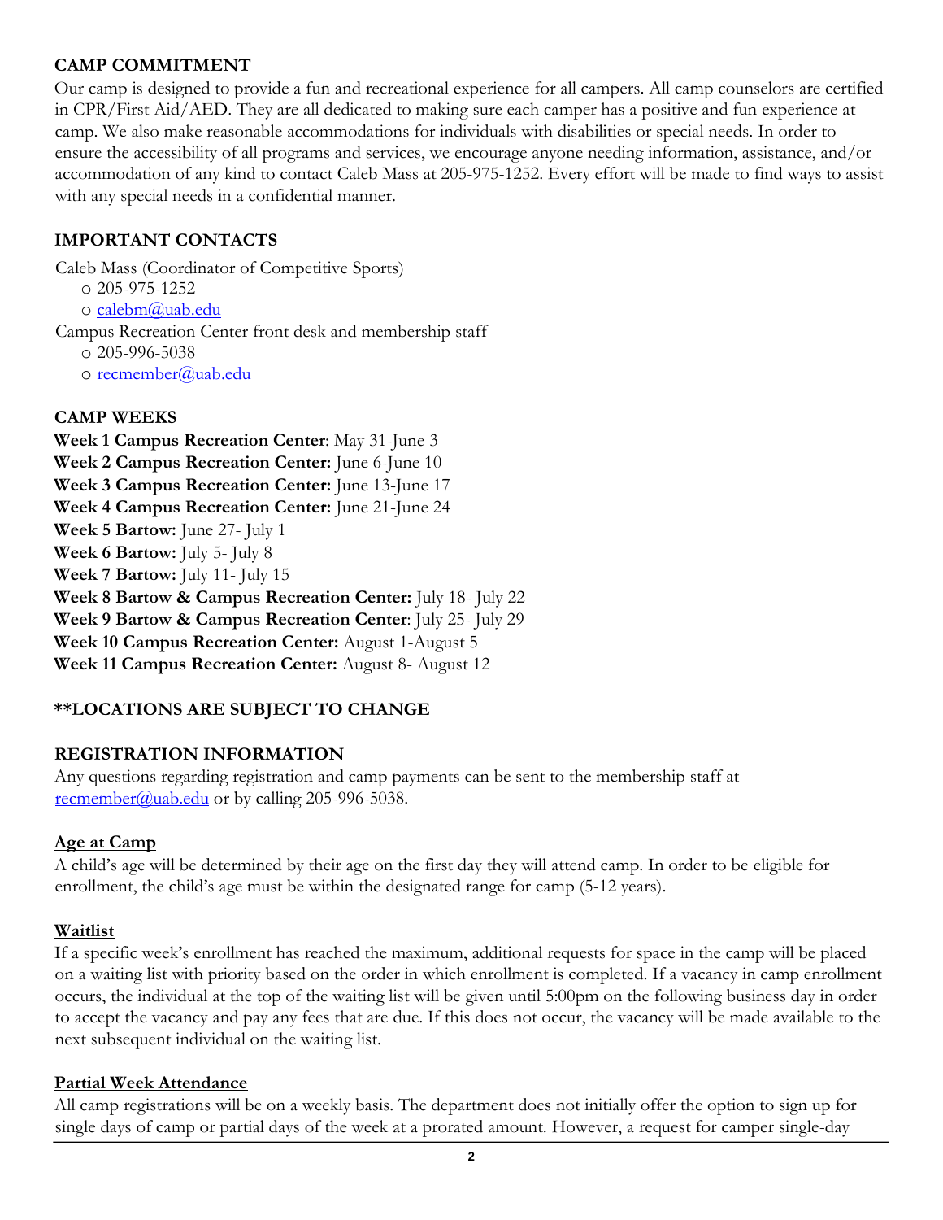## CAMP COMMITMENT

Our camp is designed to provide a fun and recreational experience for all campers. All camp counselors are certified in CPR/First Aid/AED. They are all dedicated to making sure each camper has a positive and fun experience at camp. We also make reasonable accommodations for individuals with disabilities or special needs. In order to ensure the accessibility of all programs and services, we encourage anyone needing information, assistance, and/or accommodation of any kind to contact Caleb Mass at 205-975-1252. Every effort will be made to find ways to assist with any special needs in a confidential manner.

## IMPORTANT CONTACTS

Caleb Mass (Coordinator of Competitive Sports)

- 205-975-1252
- calebm@uab.edu

Campus Recreation Center front desk and membership staff

- 205-996-5038
- recmember@uab.edu

## CAMP WEEKS

**Week 1 Campus Recreation Center**: May 31-June 3
**Week 2 Campus Recreation Center:** June 6-June 10
**Week 3 Campus Recreation Center:** June 13-June 17
**Week 4 Campus Recreation Center:** June 21-June 24
**Week 5 Bartow:** June 27- July 1
**Week 6 Bartow:** July 5- July 8
**Week 7 Bartow:** July 11- July 15
**Week 8 Bartow & Campus Recreation Center:** July 18- July 22
**Week 9 Bartow & Campus Recreation Center**: July 25- July 29
**Week 10 Campus Recreation Center:** August 1-August 5
**Week 11 Campus Recreation Center:** August 8- August 12

**\*\*LOCATIONS ARE SUBJECT TO CHANGE**

## REGISTRATION INFORMATION

Any questions regarding registration and camp payments can be sent to the membership staff at recmember@uab.edu or by calling 205-996-5038.

### Age at Camp

A child's age will be determined by their age on the first day they will attend camp. In order to be eligible for enrollment, the child's age must be within the designated range for camp (5-12 years).

### Waitlist

If a specific week's enrollment has reached the maximum, additional requests for space in the camp will be placed on a waiting list with priority based on the order in which enrollment is completed. If a vacancy in camp enrollment occurs, the individual at the top of the waiting list will be given until 5:00pm on the following business day in order to accept the vacancy and pay any fees that are due. If this does not occur, the vacancy will be made available to the next subsequent individual on the waiting list.

### Partial Week Attendance

All camp registrations will be on a weekly basis. The department does not initially offer the option to sign up for single days of camp or partial days of the week at a prorated amount. However, a request for camper single-day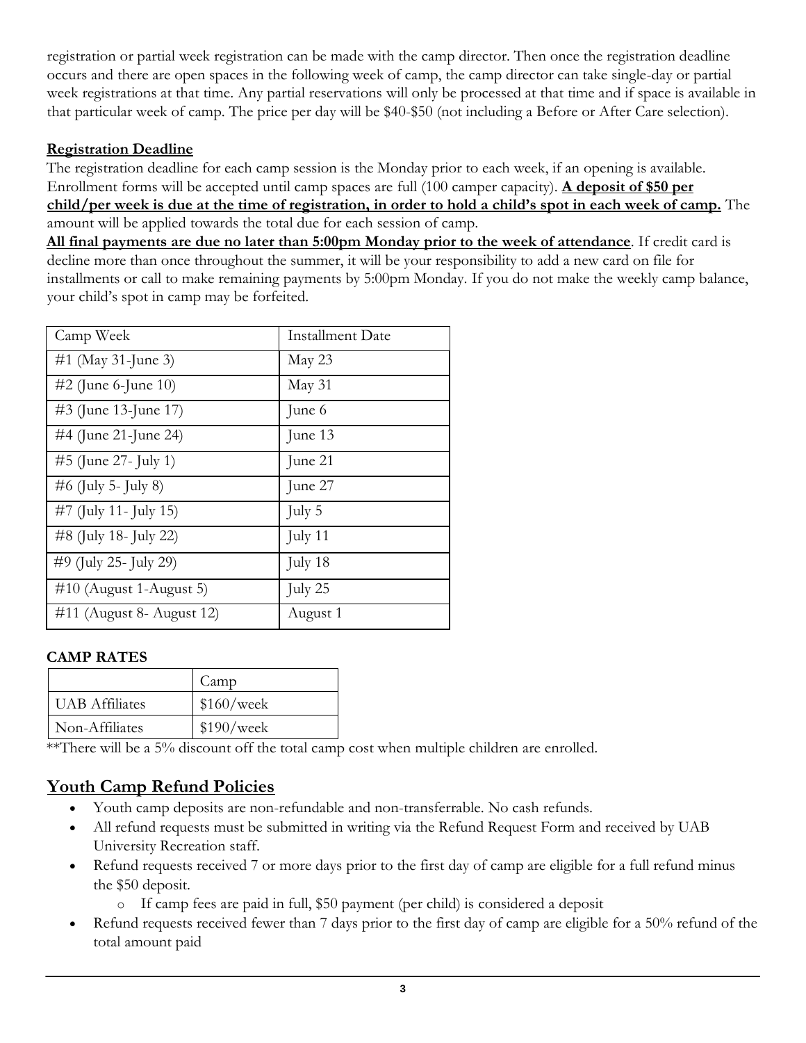registration or partial week registration can be made with the camp director. Then once the registration deadline occurs and there are open spaces in the following week of camp, the camp director can take single-day or partial week registrations at that time. Any partial reservations will only be processed at that time and if space is available in that particular week of camp. The price per day will be $40-$50 (not including a Before or After Care selection).

**Registration Deadline**

The registration deadline for each camp session is the Monday prior to each week, if an opening is available. Enrollment forms will be accepted until camp spaces are full (100 camper capacity). **A deposit of $50 per child/per week is due at the time of registration, in order to hold a child's spot in each week of camp.** The amount will be applied towards the total due for each session of camp.

**All final payments are due no later than 5:00pm Monday prior to the week of attendance**. If credit card is decline more than once throughout the summer, it will be your responsibility to add a new card on file for installments or call to make remaining payments by 5:00pm Monday. If you do not make the weekly camp balance, your child's spot in camp may be forfeited.

| Camp Week | Installment Date |
|---|---|
| #1 (May 31-June 3) | May 23 |
| #2 (June 6-June 10) | May 31 |
| #3 (June 13-June 17) | June 6 |
| #4 (June 21-June 24) | June 13 |
| #5 (June 27- July 1) | June 21 |
| #6 (July 5- July 8) | June 27 |
| #7 (July 11- July 15) | July 5 |
| #8 (July 18- July 22) | July 11 |
| #9 (July 25- July 29) | July 18 |
| #10 (August 1-August 5) | July 25 |
| #11 (August 8- August 12) | August 1 |

**CAMP RATES**

| | Camp |
|---|---|
| UAB Affiliates | $160/week |
| Non-Affiliates | $190/week |

**There will be a 5% discount off the total camp cost when multiple children are enrolled.

## Youth Camp Refund Policies

- Youth camp deposits are non-refundable and non-transferrable. No cash refunds.
- All refund requests must be submitted in writing via the Refund Request Form and received by UAB University Recreation staff.
- Refund requests received 7 or more days prior to the first day of camp are eligible for a full refund minus the $50 deposit.
  - If camp fees are paid in full, $50 payment (per child) is considered a deposit
- Refund requests received fewer than 7 days prior to the first day of camp are eligible for a 50% refund of the total amount paid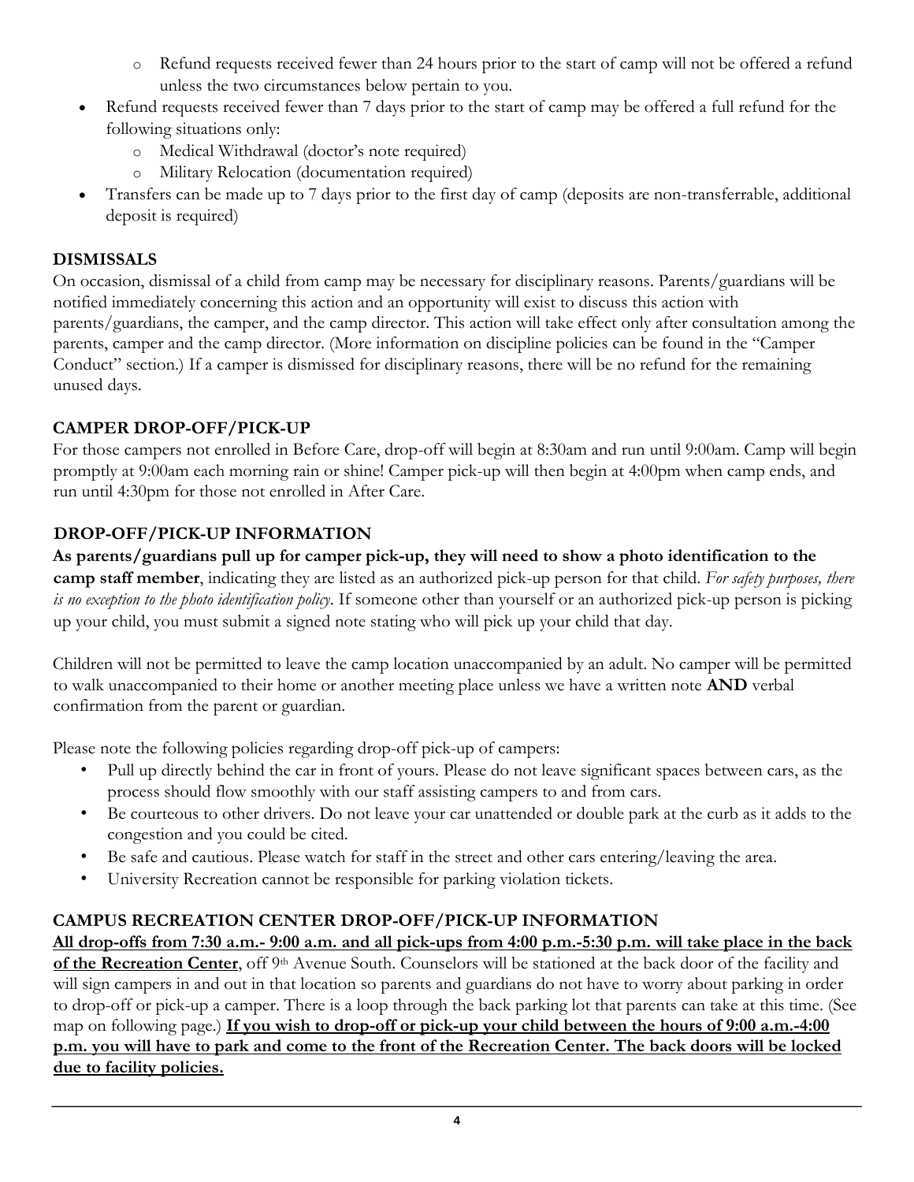- Refund requests received fewer than 24 hours prior to the start of camp will not be offered a refund unless the two circumstances below pertain to you.
- Refund requests received fewer than 7 days prior to the start of camp may be offered a full refund for the following situations only:
  - Medical Withdrawal (doctor's note required)
  - Military Relocation (documentation required)
- Transfers can be made up to 7 days prior to the first day of camp (deposits are non-transferrable, additional deposit is required)

## DISMISSALS

On occasion, dismissal of a child from camp may be necessary for disciplinary reasons. Parents/guardians will be notified immediately concerning this action and an opportunity will exist to discuss this action with parents/guardians, the camper, and the camp director. This action will take effect only after consultation among the parents, camper and the camp director. (More information on discipline policies can be found in the "Camper Conduct" section.) If a camper is dismissed for disciplinary reasons, there will be no refund for the remaining unused days.

## CAMPER DROP-OFF/PICK-UP

For those campers not enrolled in Before Care, drop-off will begin at 8:30am and run until 9:00am. Camp will begin promptly at 9:00am each morning rain or shine! Camper pick-up will then begin at 4:00pm when camp ends, and run until 4:30pm for those not enrolled in After Care.

## DROP-OFF/PICK-UP INFORMATION

**As parents/guardians pull up for camper pick-up, they will need to show a photo identification to the camp staff member**, indicating they are listed as an authorized pick-up person for that child. *For safety purposes, there is no exception to the photo identification policy*. If someone other than yourself or an authorized pick-up person is picking up your child, you must submit a signed note stating who will pick up your child that day.

Children will not be permitted to leave the camp location unaccompanied by an adult. No camper will be permitted to walk unaccompanied to their home or another meeting place unless we have a written note **AND** verbal confirmation from the parent or guardian.

Please note the following policies regarding drop-off pick-up of campers:

- Pull up directly behind the car in front of yours. Please do not leave significant spaces between cars, as the process should flow smoothly with our staff assisting campers to and from cars.
- Be courteous to other drivers. Do not leave your car unattended or double park at the curb as it adds to the congestion and you could be cited.
- Be safe and cautious. Please watch for staff in the street and other cars entering/leaving the area.
- University Recreation cannot be responsible for parking violation tickets.

## CAMPUS RECREATION CENTER DROP-OFF/PICK-UP INFORMATION

**All drop-offs from 7:30 a.m.- 9:00 a.m. and all pick-ups from 4:00 p.m.-5:30 p.m. will take place in the back of the Recreation Center**, off 9th Avenue South. Counselors will be stationed at the back door of the facility and will sign campers in and out in that location so parents and guardians do not have to worry about parking in order to drop-off or pick-up a camper. There is a loop through the back parking lot that parents can take at this time. (See map on following page.) **If you wish to drop-off or pick-up your child between the hours of 9:00 a.m.-4:00 p.m. you will have to park and come to the front of the Recreation Center. The back doors will be locked due to facility policies.**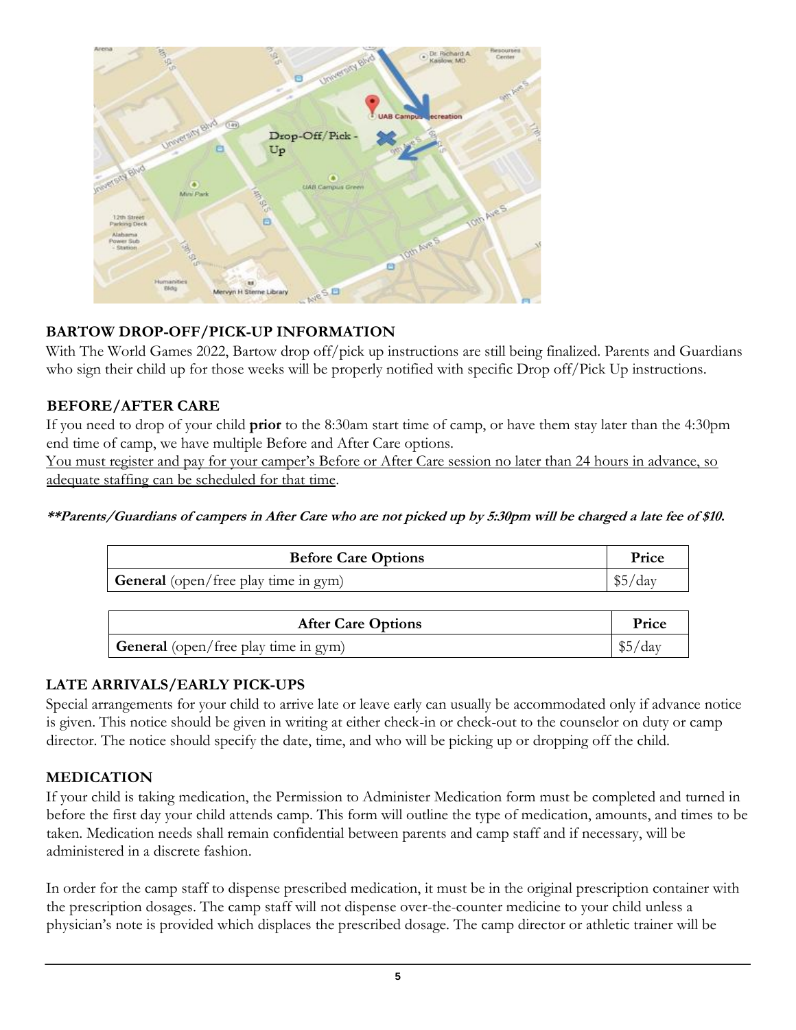## BARTOW DROP-OFF/PICK-UP INFORMATION

With The World Games 2022, Bartow drop off/pick up instructions are still being finalized. Parents and Guardians who sign their child up for those weeks will be properly notified with specific Drop off/Pick Up instructions.

## BEFORE/AFTER CARE

If you need to drop of your child **prior** to the 8:30am start time of camp, or have them stay later than the 4:30pm end time of camp, we have multiple Before and After Care options.

You must register and pay for your camper's Before or After Care session no later than 24 hours in advance, so adequate staffing can be scheduled for that time.

***\*\*Parents/Guardians of campers in After Care who are not picked up by 5:30pm will be charged a late fee of $10.***

| Before Care Options | Price |
|---|---|
| **General** (open/free play time in gym) | $5/day |

| After Care Options | Price |
|---|---|
| **General** (open/free play time in gym) | $5/day |

## LATE ARRIVALS/EARLY PICK-UPS

Special arrangements for your child to arrive late or leave early can usually be accommodated only if advance notice is given. This notice should be given in writing at either check-in or check-out to the counselor on duty or camp director. The notice should specify the date, time, and who will be picking up or dropping off the child.

## MEDICATION

If your child is taking medication, the Permission to Administer Medication form must be completed and turned in before the first day your child attends camp. This form will outline the type of medication, amounts, and times to be taken. Medication needs shall remain confidential between parents and camp staff and if necessary, will be administered in a discrete fashion.

In order for the camp staff to dispense prescribed medication, it must be in the original prescription container with the prescription dosages. The camp staff will not dispense over-the-counter medicine to your child unless a physician's note is provided which displaces the prescribed dosage. The camp director or athletic trainer will be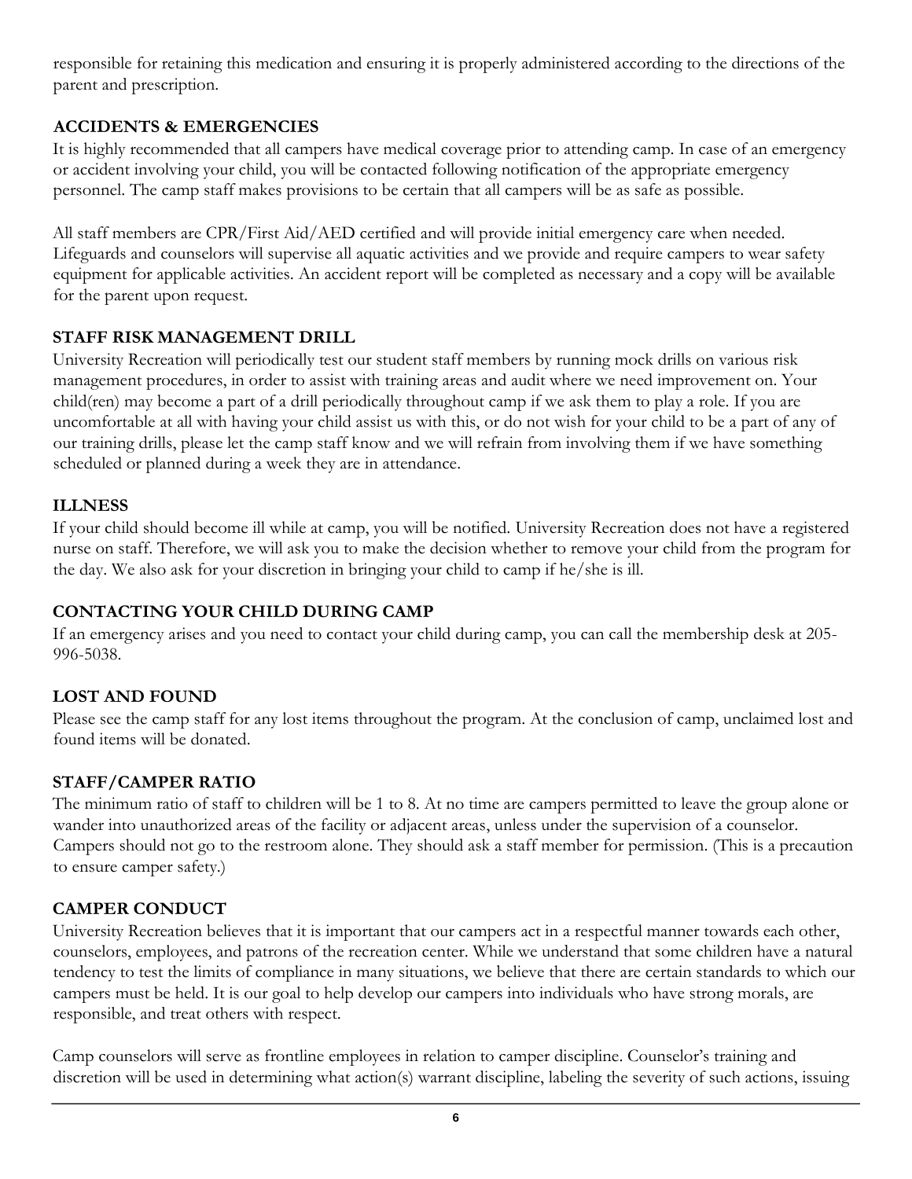responsible for retaining this medication and ensuring it is properly administered according to the directions of the parent and prescription.

## ACCIDENTS & EMERGENCIES

It is highly recommended that all campers have medical coverage prior to attending camp. In case of an emergency or accident involving your child, you will be contacted following notification of the appropriate emergency personnel. The camp staff makes provisions to be certain that all campers will be as safe as possible.

All staff members are CPR/First Aid/AED certified and will provide initial emergency care when needed. Lifeguards and counselors will supervise all aquatic activities and we provide and require campers to wear safety equipment for applicable activities. An accident report will be completed as necessary and a copy will be available for the parent upon request.

## STAFF RISK MANAGEMENT DRILL

University Recreation will periodically test our student staff members by running mock drills on various risk management procedures, in order to assist with training areas and audit where we need improvement on. Your child(ren) may become a part of a drill periodically throughout camp if we ask them to play a role. If you are uncomfortable at all with having your child assist us with this, or do not wish for your child to be a part of any of our training drills, please let the camp staff know and we will refrain from involving them if we have something scheduled or planned during a week they are in attendance.

## ILLNESS

If your child should become ill while at camp, you will be notified. University Recreation does not have a registered nurse on staff. Therefore, we will ask you to make the decision whether to remove your child from the program for the day. We also ask for your discretion in bringing your child to camp if he/she is ill.

## CONTACTING YOUR CHILD DURING CAMP

If an emergency arises and you need to contact your child during camp, you can call the membership desk at 205-996-5038.

## LOST AND FOUND

Please see the camp staff for any lost items throughout the program. At the conclusion of camp, unclaimed lost and found items will be donated.

## STAFF/CAMPER RATIO

The minimum ratio of staff to children will be 1 to 8. At no time are campers permitted to leave the group alone or wander into unauthorized areas of the facility or adjacent areas, unless under the supervision of a counselor. Campers should not go to the restroom alone. They should ask a staff member for permission. (This is a precaution to ensure camper safety.)

## CAMPER CONDUCT

University Recreation believes that it is important that our campers act in a respectful manner towards each other, counselors, employees, and patrons of the recreation center. While we understand that some children have a natural tendency to test the limits of compliance in many situations, we believe that there are certain standards to which our campers must be held. It is our goal to help develop our campers into individuals who have strong morals, are responsible, and treat others with respect.

Camp counselors will serve as frontline employees in relation to camper discipline. Counselor's training and discretion will be used in determining what action(s) warrant discipline, labeling the severity of such actions, issuing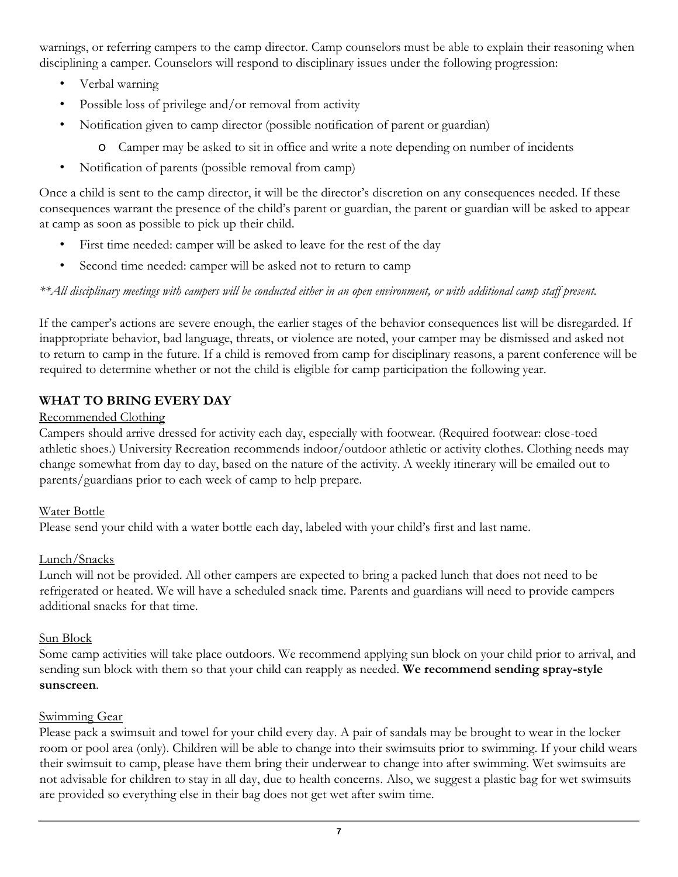warnings, or referring campers to the camp director. Camp counselors must be able to explain their reasoning when disciplining a camper. Counselors will respond to disciplinary issues under the following progression:

- Verbal warning
- Possible loss of privilege and/or removal from activity
- Notification given to camp director (possible notification of parent or guardian)
  - Camper may be asked to sit in office and write a note depending on number of incidents
- Notification of parents (possible removal from camp)

Once a child is sent to the camp director, it will be the director's discretion on any consequences needed. If these consequences warrant the presence of the child's parent or guardian, the parent or guardian will be asked to appear at camp as soon as possible to pick up their child.

- First time needed: camper will be asked to leave for the rest of the day
- Second time needed: camper will be asked not to return to camp

*\*\*All disciplinary meetings with campers will be conducted either in an open environment, or with additional camp staff present.*

If the camper's actions are severe enough, the earlier stages of the behavior consequences list will be disregarded. If inappropriate behavior, bad language, threats, or violence are noted, your camper may be dismissed and asked not to return to camp in the future. If a child is removed from camp for disciplinary reasons, a parent conference will be required to determine whether or not the child is eligible for camp participation the following year.

## WHAT TO BRING EVERY DAY

<u>Recommended Clothing</u>

Campers should arrive dressed for activity each day, especially with footwear. (Required footwear: close-toed athletic shoes.) University Recreation recommends indoor/outdoor athletic or activity clothes. Clothing needs may change somewhat from day to day, based on the nature of the activity. A weekly itinerary will be emailed out to parents/guardians prior to each week of camp to help prepare.

<u>Water Bottle</u>

Please send your child with a water bottle each day, labeled with your child's first and last name.

<u>Lunch/Snacks</u>

Lunch will not be provided. All other campers are expected to bring a packed lunch that does not need to be refrigerated or heated. We will have a scheduled snack time. Parents and guardians will need to provide campers additional snacks for that time.

<u>Sun Block</u>

Some camp activities will take place outdoors. We recommend applying sun block on your child prior to arrival, and sending sun block with them so that your child can reapply as needed. **We recommend sending spray-style sunscreen**.

<u>Swimming Gear</u>

Please pack a swimsuit and towel for your child every day. A pair of sandals may be brought to wear in the locker room or pool area (only). Children will be able to change into their swimsuits prior to swimming. If your child wears their swimsuit to camp, please have them bring their underwear to change into after swimming. Wet swimsuits are not advisable for children to stay in all day, due to health concerns. Also, we suggest a plastic bag for wet swimsuits are provided so everything else in their bag does not get wet after swim time.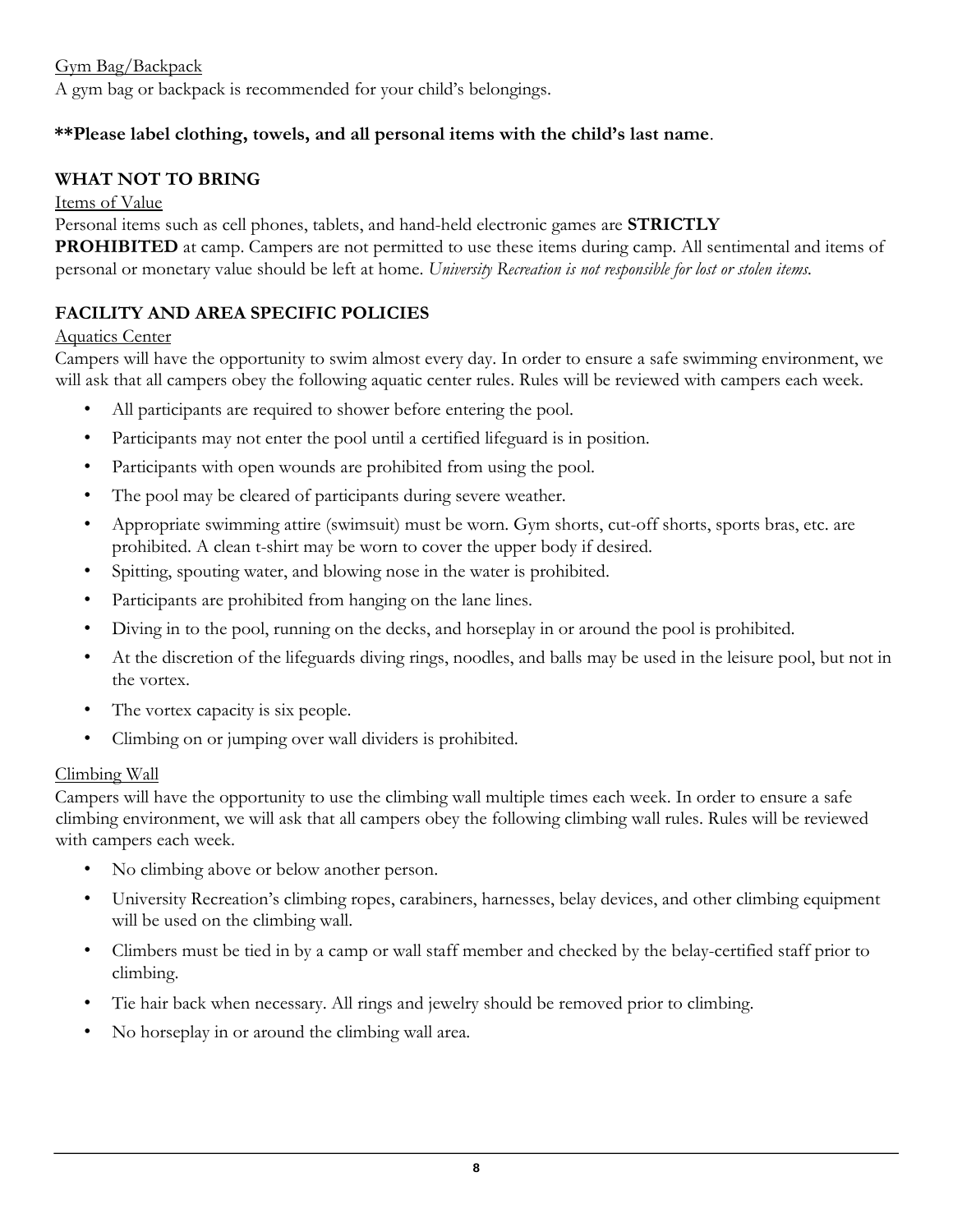Gym Bag/Backpack

A gym bag or backpack is recommended for your child's belongings.

**\*\*Please label clothing, towels, and all personal items with the child's last name**.

### WHAT NOT TO BRING

Items of Value

Personal items such as cell phones, tablets, and hand-held electronic games are **STRICTLY PROHIBITED** at camp. Campers are not permitted to use these items during camp. All sentimental and items of personal or monetary value should be left at home. *University Recreation is not responsible for lost or stolen items.*

### FACILITY AND AREA SPECIFIC POLICIES

Aquatics Center

Campers will have the opportunity to swim almost every day. In order to ensure a safe swimming environment, we will ask that all campers obey the following aquatic center rules. Rules will be reviewed with campers each week.

- All participants are required to shower before entering the pool.
- Participants may not enter the pool until a certified lifeguard is in position.
- Participants with open wounds are prohibited from using the pool.
- The pool may be cleared of participants during severe weather.
- Appropriate swimming attire (swimsuit) must be worn. Gym shorts, cut-off shorts, sports bras, etc. are prohibited. A clean t-shirt may be worn to cover the upper body if desired.
- Spitting, spouting water, and blowing nose in the water is prohibited.
- Participants are prohibited from hanging on the lane lines.
- Diving in to the pool, running on the decks, and horseplay in or around the pool is prohibited.
- At the discretion of the lifeguards diving rings, noodles, and balls may be used in the leisure pool, but not in the vortex.
- The vortex capacity is six people.
- Climbing on or jumping over wall dividers is prohibited.

Climbing Wall

Campers will have the opportunity to use the climbing wall multiple times each week. In order to ensure a safe climbing environment, we will ask that all campers obey the following climbing wall rules. Rules will be reviewed with campers each week.

- No climbing above or below another person.
- University Recreation's climbing ropes, carabiners, harnesses, belay devices, and other climbing equipment will be used on the climbing wall.
- Climbers must be tied in by a camp or wall staff member and checked by the belay-certified staff prior to climbing.
- Tie hair back when necessary. All rings and jewelry should be removed prior to climbing.
- No horseplay in or around the climbing wall area.